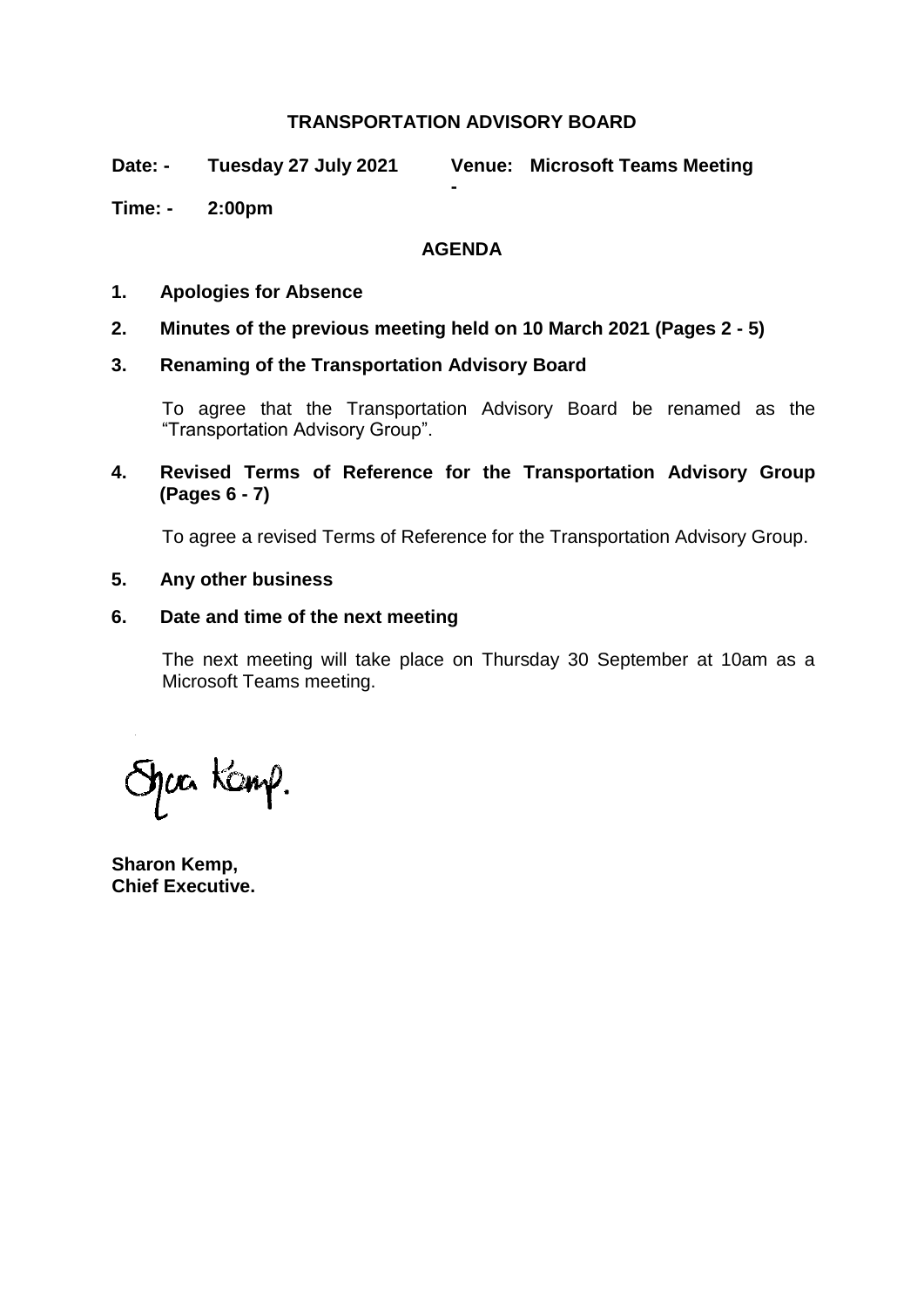# TRANSPORTATION ADVISORY BOARD

**Date: -** **Tuesday 27 July 2021** **Venue: -** **Microsoft Teams Meeting**

**Time: -** **2:00pm**

## AGENDA

**1. Apologies for Absence**

**2. Minutes of the previous meeting held on 10 March 2021 (Pages 2 - 5)**

**3. Renaming of the Transportation Advisory Board**

To agree that the Transportation Advisory Board be renamed as the "Transportation Advisory Group".

**4. Revised Terms of Reference for the Transportation Advisory Group (Pages 6 - 7)**

To agree a revised Terms of Reference for the Transportation Advisory Group.

**5. Any other business**

**6. Date and time of the next meeting**

The next meeting will take place on Thursday 30 September at 10am as a Microsoft Teams meeting.

Sharon Kemp.

**Sharon Kemp,**
**Chief Executive.**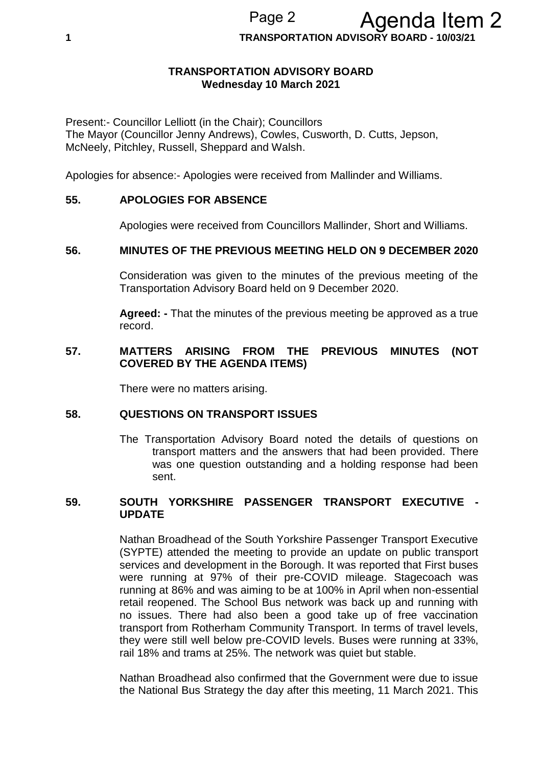# TRANSPORTATION ADVISORY BOARD
**Wednesday 10 March 2021**

Present:- Councillor Lelliott (in the Chair); Councillors The Mayor (Councillor Jenny Andrews), Cowles, Cusworth, D. Cutts, Jepson, McNeely, Pitchley, Russell, Sheppard and Walsh.

Apologies for absence:- Apologies were received from Mallinder and Williams.

## 55. APOLOGIES FOR ABSENCE

Apologies were received from Councillors Mallinder, Short and Williams.

## 56. MINUTES OF THE PREVIOUS MEETING HELD ON 9 DECEMBER 2020

Consideration was given to the minutes of the previous meeting of the Transportation Advisory Board held on 9 December 2020.

**Agreed: -** That the minutes of the previous meeting be approved as a true record.

## 57. MATTERS ARISING FROM THE PREVIOUS MINUTES (NOT COVERED BY THE AGENDA ITEMS)

There were no matters arising.

## 58. QUESTIONS ON TRANSPORT ISSUES

The Transportation Advisory Board noted the details of questions on transport matters and the answers that had been provided. There was one question outstanding and a holding response had been sent.

## 59. SOUTH YORKSHIRE PASSENGER TRANSPORT EXECUTIVE - UPDATE

Nathan Broadhead of the South Yorkshire Passenger Transport Executive (SYPTE) attended the meeting to provide an update on public transport services and development in the Borough. It was reported that First buses were running at 97% of their pre-COVID mileage. Stagecoach was running at 86% and was aiming to be at 100% in April when non-essential retail reopened. The School Bus network was back up and running with no issues. There had also been a good take up of free vaccination transport from Rotherham Community Transport. In terms of travel levels, they were still well below pre-COVID levels. Buses were running at 33%, rail 18% and trams at 25%. The network was quiet but stable.

Nathan Broadhead also confirmed that the Government were due to issue the National Bus Strategy the day after this meeting, 11 March 2021. This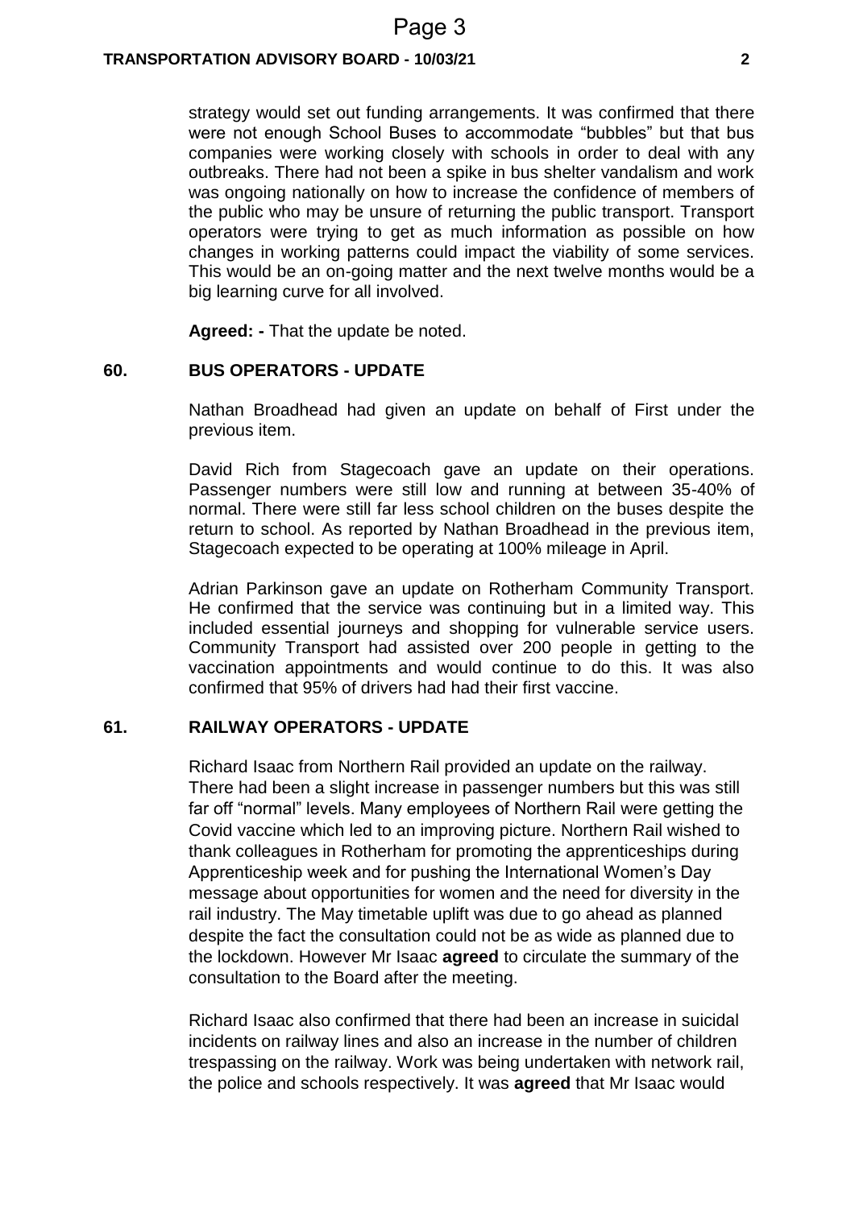strategy would set out funding arrangements. It was confirmed that there were not enough School Buses to accommodate "bubbles" but that bus companies were working closely with schools in order to deal with any outbreaks. There had not been a spike in bus shelter vandalism and work was ongoing nationally on how to increase the confidence of members of the public who may be unsure of returning the public transport. Transport operators were trying to get as much information as possible on how changes in working patterns could impact the viability of some services. This would be an on-going matter and the next twelve months would be a big learning curve for all involved.

**Agreed: -** That the update be noted.

## 60. BUS OPERATORS - UPDATE

Nathan Broadhead had given an update on behalf of First under the previous item.

David Rich from Stagecoach gave an update on their operations. Passenger numbers were still low and running at between 35-40% of normal. There were still far less school children on the buses despite the return to school. As reported by Nathan Broadhead in the previous item, Stagecoach expected to be operating at 100% mileage in April.

Adrian Parkinson gave an update on Rotherham Community Transport. He confirmed that the service was continuing but in a limited way. This included essential journeys and shopping for vulnerable service users. Community Transport had assisted over 200 people in getting to the vaccination appointments and would continue to do this. It was also confirmed that 95% of drivers had had their first vaccine.

## 61. RAILWAY OPERATORS - UPDATE

Richard Isaac from Northern Rail provided an update on the railway. There had been a slight increase in passenger numbers but this was still far off "normal" levels. Many employees of Northern Rail were getting the Covid vaccine which led to an improving picture. Northern Rail wished to thank colleagues in Rotherham for promoting the apprenticeships during Apprenticeship week and for pushing the International Women's Day message about opportunities for women and the need for diversity in the rail industry. The May timetable uplift was due to go ahead as planned despite the fact the consultation could not be as wide as planned due to the lockdown. However Mr Isaac **agreed** to circulate the summary of the consultation to the Board after the meeting.

Richard Isaac also confirmed that there had been an increase in suicidal incidents on railway lines and also an increase in the number of children trespassing on the railway. Work was being undertaken with network rail, the police and schools respectively. It was **agreed** that Mr Isaac would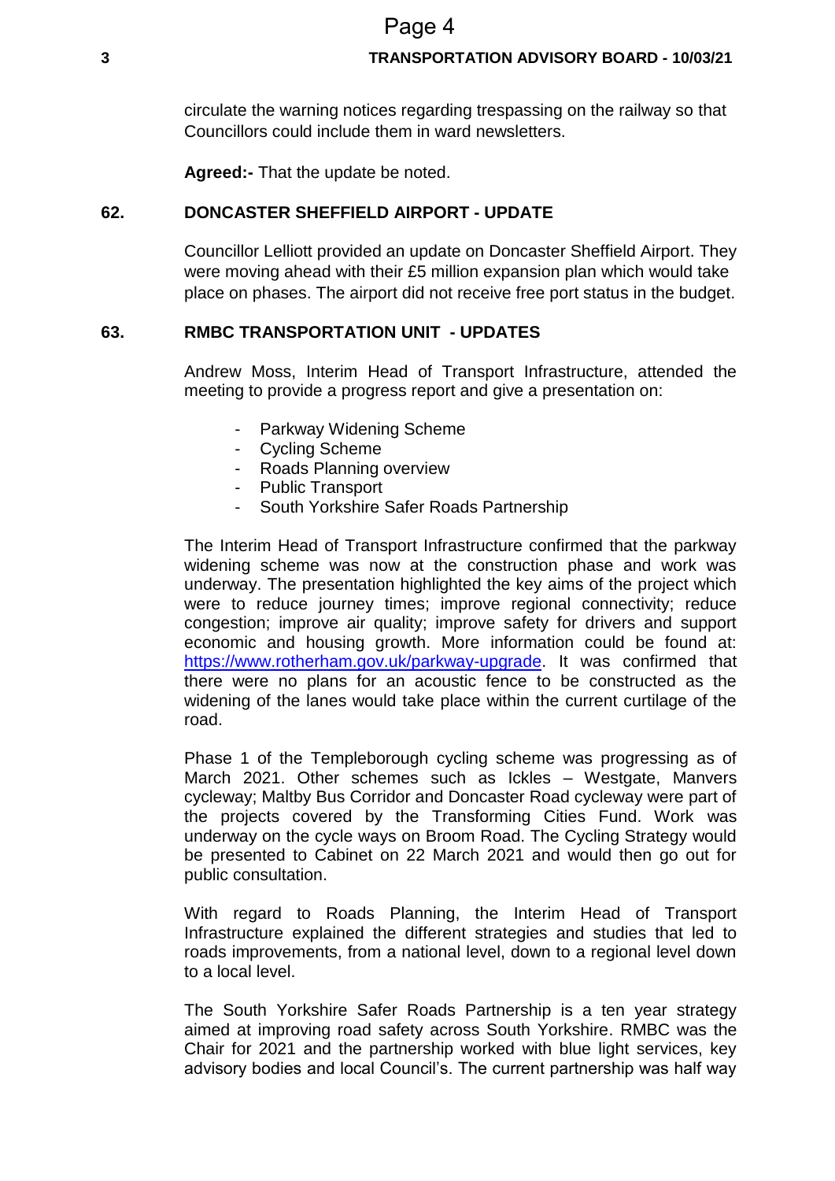circulate the warning notices regarding trespassing on the railway so that Councillors could include them in ward newsletters.

**Agreed:-** That the update be noted.

## 62. DONCASTER SHEFFIELD AIRPORT - UPDATE

Councillor Lelliott provided an update on Doncaster Sheffield Airport. They were moving ahead with their £5 million expansion plan which would take place on phases. The airport did not receive free port status in the budget.

## 63. RMBC TRANSPORTATION UNIT - UPDATES

Andrew Moss, Interim Head of Transport Infrastructure, attended the meeting to provide a progress report and give a presentation on:

- Parkway Widening Scheme
- Cycling Scheme
- Roads Planning overview
- Public Transport
- South Yorkshire Safer Roads Partnership

The Interim Head of Transport Infrastructure confirmed that the parkway widening scheme was now at the construction phase and work was underway. The presentation highlighted the key aims of the project which were to reduce journey times; improve regional connectivity; reduce congestion; improve air quality; improve safety for drivers and support economic and housing growth. More information could be found at: [https://www.rotherham.gov.uk/parkway-upgrade](https://www.rotherham.gov.uk/parkway-upgrade). It was confirmed that there were no plans for an acoustic fence to be constructed as the widening of the lanes would take place within the current curtilage of the road.

Phase 1 of the Templeborough cycling scheme was progressing as of March 2021. Other schemes such as Ickles – Westgate, Manvers cycleway; Maltby Bus Corridor and Doncaster Road cycleway were part of the projects covered by the Transforming Cities Fund. Work was underway on the cycle ways on Broom Road. The Cycling Strategy would be presented to Cabinet on 22 March 2021 and would then go out for public consultation.

With regard to Roads Planning, the Interim Head of Transport Infrastructure explained the different strategies and studies that led to roads improvements, from a national level, down to a regional level down to a local level.

The South Yorkshire Safer Roads Partnership is a ten year strategy aimed at improving road safety across South Yorkshire. RMBC was the Chair for 2021 and the partnership worked with blue light services, key advisory bodies and local Council's. The current partnership was half way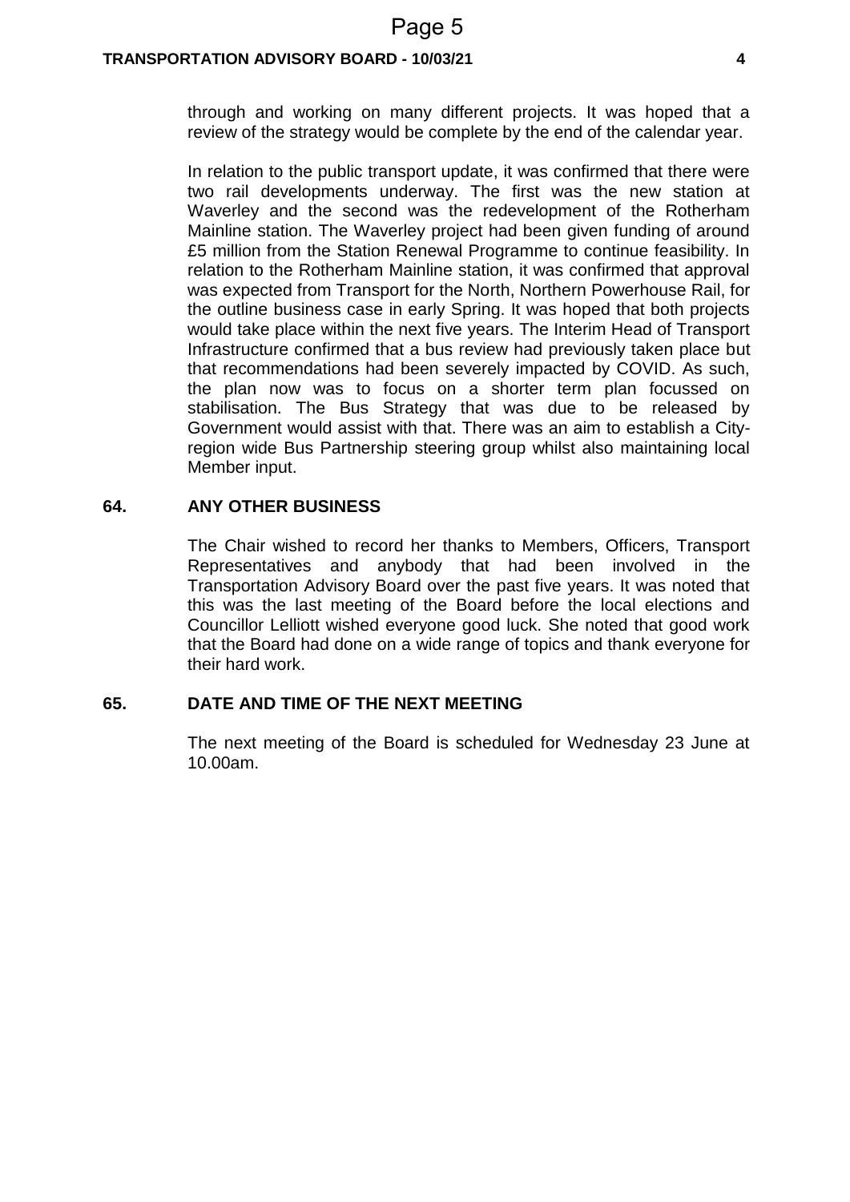through and working on many different projects. It was hoped that a review of the strategy would be complete by the end of the calendar year.

In relation to the public transport update, it was confirmed that there were two rail developments underway. The first was the new station at Waverley and the second was the redevelopment of the Rotherham Mainline station. The Waverley project had been given funding of around £5 million from the Station Renewal Programme to continue feasibility. In relation to the Rotherham Mainline station, it was confirmed that approval was expected from Transport for the North, Northern Powerhouse Rail, for the outline business case in early Spring. It was hoped that both projects would take place within the next five years. The Interim Head of Transport Infrastructure confirmed that a bus review had previously taken place but that recommendations had been severely impacted by COVID. As such, the plan now was to focus on a shorter term plan focussed on stabilisation. The Bus Strategy that was due to be released by Government would assist with that. There was an aim to establish a City-region wide Bus Partnership steering group whilst also maintaining local Member input.

## 64. ANY OTHER BUSINESS

The Chair wished to record her thanks to Members, Officers, Transport Representatives and anybody that had been involved in the Transportation Advisory Board over the past five years. It was noted that this was the last meeting of the Board before the local elections and Councillor Lelliott wished everyone good luck. She noted that good work that the Board had done on a wide range of topics and thank everyone for their hard work.

## 65. DATE AND TIME OF THE NEXT MEETING

The next meeting of the Board is scheduled for Wednesday 23 June at 10.00am.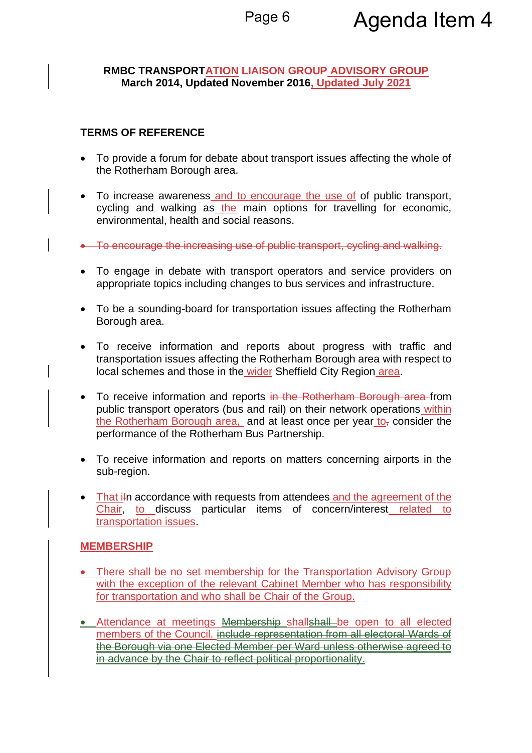**RMBC TRANSPORTATION ~~LIAISON GROUP~~ ADVISORY GROUP**
**March 2014, Updated November 2016, Updated July 2021**

**TERMS OF REFERENCE**

- To provide a forum for debate about transport issues affecting the whole of the Rotherham Borough area.

- To increase awareness and to encourage the use of of public transport, cycling and walking as the main options for travelling for economic, environmental, health and social reasons.

- ~~To encourage the increasing use of public transport, cycling and walking.~~

- To engage in debate with transport operators and service providers on appropriate topics including changes to bus services and infrastructure.

- To be a sounding-board for transportation issues affecting the Rotherham Borough area.

- To receive information and reports about progress with traffic and transportation issues affecting the Rotherham Borough area with respect to local schemes and those in the wider Sheffield City Region area.

- To receive information and reports ~~in the Rotherham Borough area~~ from public transport operators (bus and rail) on their network operations within the Rotherham Borough area, and at least once per year to~~,~~ consider the performance of the Rotherham Bus Partnership.

- To receive information and reports on matters concerning airports in the sub-region.

- That i~~I~~n accordance with requests from attendees and the agreement of the Chair, to discuss particular items of concern/interest related to transportation issues.

**MEMBERSHIP**

- There shall be no set membership for the Transportation Advisory Group with the exception of the relevant Cabinet Member who has responsibility for transportation and who shall be Chair of the Group.

- Attendance at meetings ~~Membership~~ shall~~shall~~ be open to all elected members of the Council. ~~include representation from all electoral Wards of the Borough via one Elected Member per Ward unless otherwise agreed to in advance by the Chair to reflect political proportionality.~~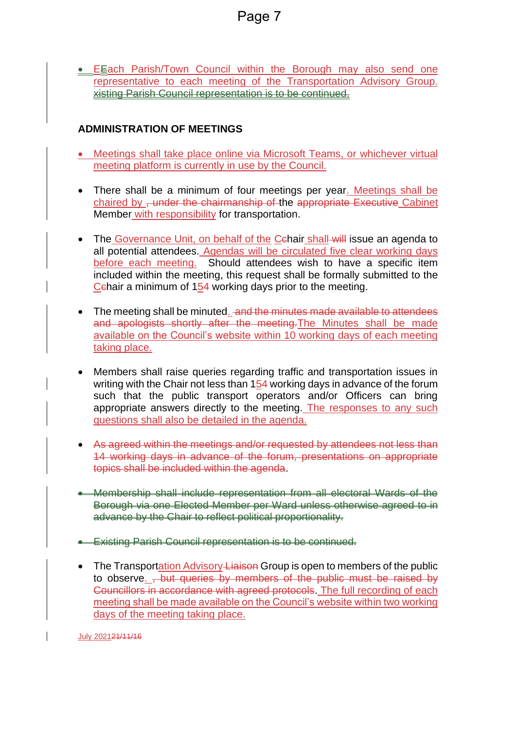- EEach Parish/Town Council within the Borough may also send one representative to each meeting of the Transportation Advisory Group. ~~xisting Parish Council representation is to be continued.~~

## ADMINISTRATION OF MEETINGS

- Meetings shall take place online via Microsoft Teams, or whichever virtual meeting platform is currently in use by the Council.

- There shall be a minimum of four meetings per year. Meetings shall be chaired by ~~, under the chairmanship of~~ the ~~appropriate Executive~~ Cabinet Member with responsibility for transportation.

- The Governance Unit, on behalf of the C~~c~~hair shall ~~will~~ issue an agenda to all potential attendees. Agendas will be circulated five clear working days before each meeting. Should attendees wish to have a specific item included within the meeting, this request shall be formally submitted to the C~~c~~hair a minimum of 15~~4~~ working days prior to the meeting.

- The meeting shall be minuted. ~~and the minutes made available to attendees and apologists shortly after the meeting.~~ The Minutes shall be made available on the Council's website within 10 working days of each meeting taking place.

- Members shall raise queries regarding traffic and transportation issues in writing with the Chair not less than 15~~4~~ working days in advance of the forum such that the public transport operators and/or Officers can bring appropriate answers directly to the meeting. The responses to any such questions shall also be detailed in the agenda.

- ~~As agreed within the meetings and/or requested by attendees not less than 14 working days in advance of the forum, presentations on appropriate topics shall be included within the agenda~~.

- ~~Membership shall include representation from all electoral Wards of the Borough via one Elected Member per Ward unless otherwise agreed to in advance by the Chair to reflect political proportionality.~~

- ~~Existing Parish Council representation is to be continued.~~

- The Transportation Advisory ~~Liaison~~ Group is open to members of the public to observe. ~~, but queries by members of the public must be raised by Councillors in accordance with agreed protocols~~. The full recording of each meeting shall be made available on the Council's website within two working days of the meeting taking place.